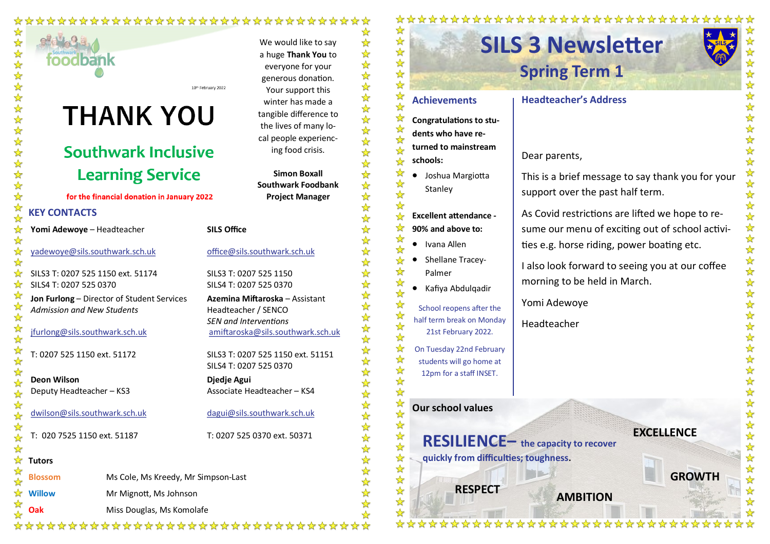Southwark foodbank

10th February 2022

# THANK YOU

## Southwark Inclusive Learning Service

**for the financial donation in January 2022**

We would like to say a huge **Thank You** to everyone for your generous donation. Your support this winter has made a tangible difference to the lives of many local people experiencing food crisis.

**Simon Boxall**
**Southwark Foodbank**
**Project Manager**

## KEY CONTACTS

**Yomi Adewoye** – Headteacher

yadewoye@sils.southwark.sch.uk

SILS3 T: 0207 525 1150 ext. 51174
SILS4 T: 0207 525 0370

**SILS Office**

office@sils.southwark.sch.uk

SILS3 T: 0207 525 1150
SILS4 T: 0207 525 0370

**Jon Furlong** – Director of Student Services
*Admission and New Students*

jfurlong@sils.southwark.sch.uk

T: 0207 525 1150 ext. 51172

**Azemina Miftaroska** – Assistant Headteacher / SENCO
*SEN and Interventions*

amiftaroska@sils.southwark.sch.uk

SILS3 T: 0207 525 1150 ext. 51151
SILS4 T: 0207 525 0370

**Deon Wilson**
Deputy Headteacher – KS3

dwilson@sils.southwark.sch.uk

T: 020 7525 1150 ext. 51187

**Djedje Agui**
Associate Headteacher – KS4

dagui@sils.southwark.sch.uk

T: 0207 525 0370 ext. 50371

**Tutors**

| | |
|---|---|
| **Blossom** | Ms Cole, Ms Kreedy, Mr Simpson-Last |
| **Willow** | Mr Mignott, Ms Johnson |
| **Oak** | Miss Douglas, Ms Komolafe |

# SILS 3 Newsletter

## Spring Term 1

### Achievements

**Congratulations to students who have returned to mainstream schools:**

- Joshua Margiotta Stanley

**Excellent attendance - 90% and above to:**

- Ivana Allen
- Shellane Tracey-Palmer
- Kafiya Abdulqadir

School reopens after the half term break on Monday 21st February 2022.

On Tuesday 22nd February students will go home at 12pm for a staff INSET.

### Headteacher's Address

Dear parents,

This is a brief message to say thank you for your support over the past half term.

As Covid restrictions are lifted we hope to resume our menu of exciting out of school activities e.g. horse riding, power boating etc.

I also look forward to seeing you at our coffee morning to be held in March.

Yomi Adewoye

Headteacher

### Our school values

**RESILIENCE**– **the capacity to recover quickly from difficulties; toughness.**

**EXCELLENCE**

**GROWTH**

**RESPECT**

**AMBITION**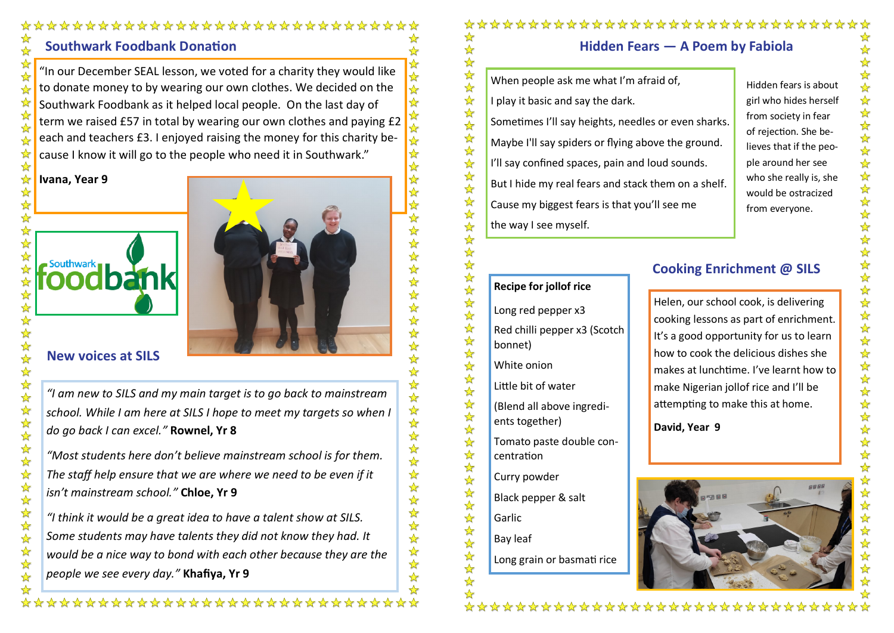## Southwark Foodbank Donation

"In our December SEAL lesson, we voted for a charity they would like to donate money to by wearing our own clothes. We decided on the Southwark Foodbank as it helped local people. On the last day of term we raised £57 in total by wearing our own clothes and paying £2 each and teachers £3. I enjoyed raising the money for this charity because I know it will go to the people who need it in Southwark."

**Ivana, Year 9**

## New voices at SILS

*"I am new to SILS and my main target is to go back to mainstream school. While I am here at SILS I hope to meet my targets so when I do go back I can excel."* **Rownel, Yr 8**

*"Most students here don't believe mainstream school is for them. The staff help ensure that we are where we need to be even if it isn't mainstream school."* **Chloe, Yr 9**

*"I think it would be a great idea to have a talent show at SILS. Some students may have talents they did not know they had. It would be a nice way to bond with each other because they are the people we see every day."* **Khafiya, Yr 9**

## Hidden Fears — A Poem by Fabiola

When people ask me what I'm afraid of,
I play it basic and say the dark.
Sometimes I'll say heights, needles or even sharks.
Maybe I'll say spiders or flying above the ground.
I'll say confined spaces, pain and loud sounds.
But I hide my real fears and stack them on a shelf.
Cause my biggest fears is that you'll see me
the way I see myself.

Hidden fears is about girl who hides herself from society in fear of rejection. She believes that if the people around her see who she really is, she would be ostracized from everyone.

**Recipe for jollof rice**

- Long red pepper x3
- Red chilli pepper x3 (Scotch bonnet)
- White onion
- Little bit of water
- (Blend all above ingredients together)
- Tomato paste double concentration
- Curry powder
- Black pepper & salt
- Garlic
- Bay leaf
- Long grain or basmati rice

## Cooking Enrichment @ SILS

Helen, our school cook, is delivering cooking lessons as part of enrichment. It's a good opportunity for us to learn how to cook the delicious dishes she makes at lunchtime. I've learnt how to make Nigerian jollof rice and I'll be attempting to make this at home.

**David, Year 9**